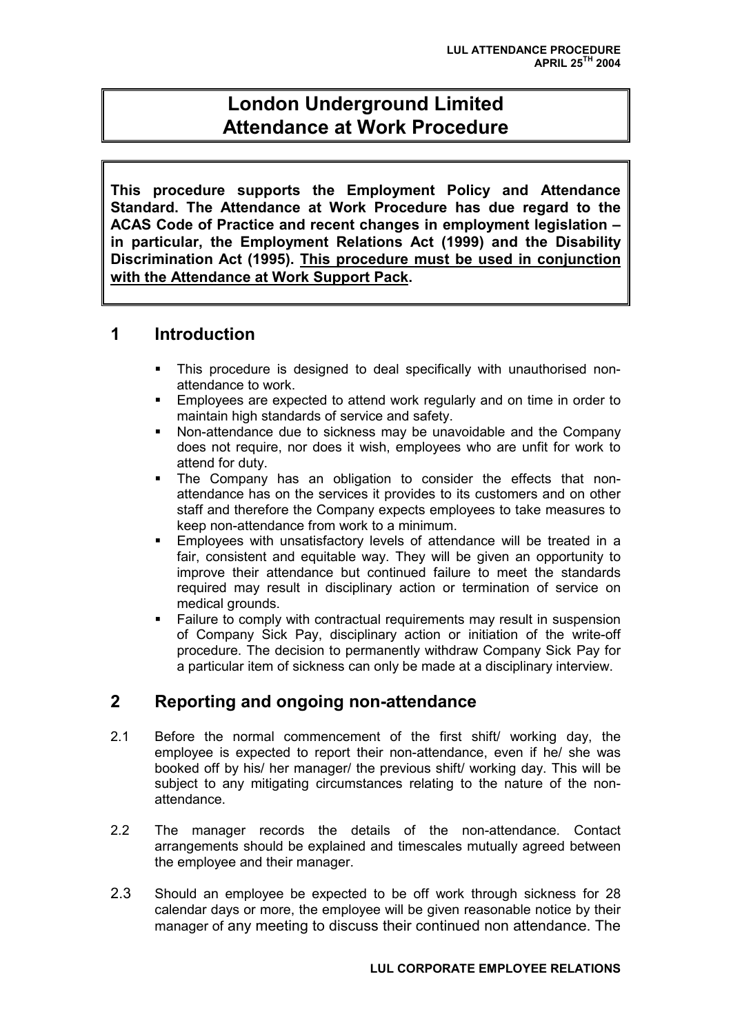# London Underground Limited Attendance at Work Procedure

**This procedure supports the Employment Policy and Attendance Standard. The Attendance at Work Procedure has due regard to the ACAS Code of Practice and recent changes in employment legislation – in particular, the Employment Relations Act (1999) and the Disability Discrimination Act (1995). <u>This procedure must be used in conjunction with the Attendance at Work Support Pack</u>.**

## 1 Introduction

- This procedure is designed to deal specifically with unauthorised non-attendance to work.
- Employees are expected to attend work regularly and on time in order to maintain high standards of service and safety.
- Non-attendance due to sickness may be unavoidable and the Company does not require, nor does it wish, employees who are unfit for work to attend for duty.
- The Company has an obligation to consider the effects that non-attendance has on the services it provides to its customers and on other staff and therefore the Company expects employees to take measures to keep non-attendance from work to a minimum.
- Employees with unsatisfactory levels of attendance will be treated in a fair, consistent and equitable way. They will be given an opportunity to improve their attendance but continued failure to meet the standards required may result in disciplinary action or termination of service on medical grounds.
- Failure to comply with contractual requirements may result in suspension of Company Sick Pay, disciplinary action or initiation of the write-off procedure. The decision to permanently withdraw Company Sick Pay for a particular item of sickness can only be made at a disciplinary interview.

## 2 Reporting and ongoing non-attendance

2.1 Before the normal commencement of the first shift/ working day, the employee is expected to report their non-attendance, even if he/ she was booked off by his/ her manager/ the previous shift/ working day. This will be subject to any mitigating circumstances relating to the nature of the non-attendance.

2.2 The manager records the details of the non-attendance. Contact arrangements should be explained and timescales mutually agreed between the employee and their manager.

2.3 Should an employee be expected to be off work through sickness for 28 calendar days or more, the employee will be given reasonable notice by their manager of any meeting to discuss their continued non attendance. The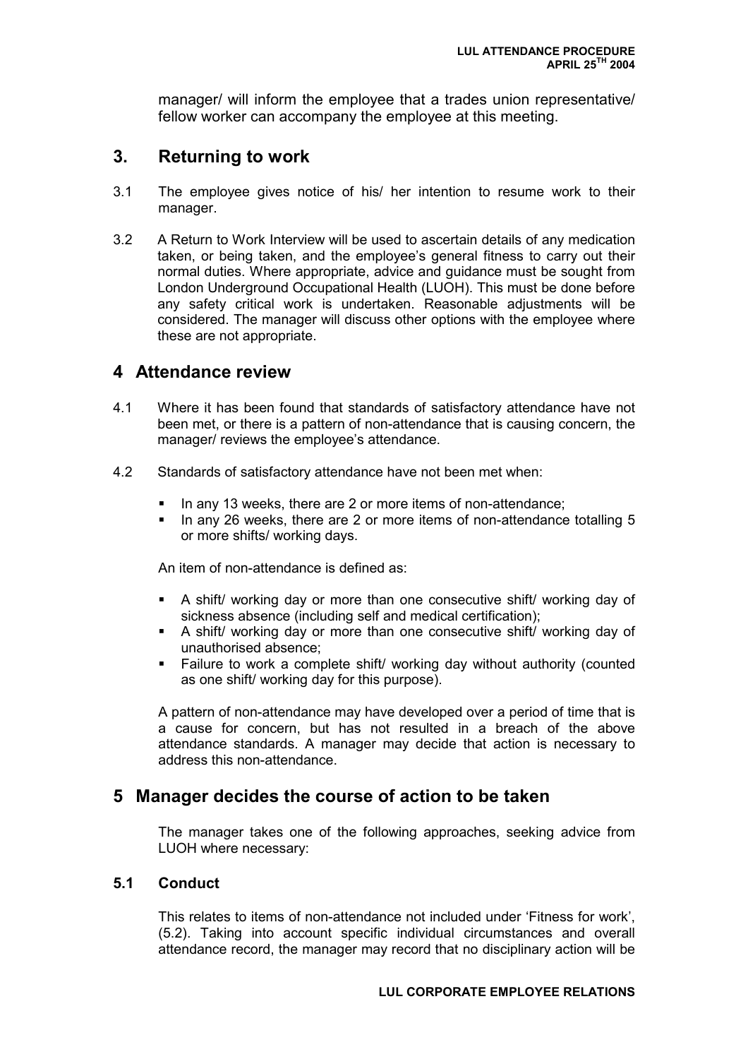manager/ will inform the employee that a trades union representative/ fellow worker can accompany the employee at this meeting.

## 3. Returning to work

3.1 The employee gives notice of his/ her intention to resume work to their manager.

3.2 A Return to Work Interview will be used to ascertain details of any medication taken, or being taken, and the employee's general fitness to carry out their normal duties. Where appropriate, advice and guidance must be sought from London Underground Occupational Health (LUOH). This must be done before any safety critical work is undertaken. Reasonable adjustments will be considered. The manager will discuss other options with the employee where these are not appropriate.

## 4 Attendance review

4.1 Where it has been found that standards of satisfactory attendance have not been met, or there is a pattern of non-attendance that is causing concern, the manager/ reviews the employee's attendance.

4.2 Standards of satisfactory attendance have not been met when:

- In any 13 weeks, there are 2 or more items of non-attendance;
- In any 26 weeks, there are 2 or more items of non-attendance totalling 5 or more shifts/ working days.

An item of non-attendance is defined as:

- A shift/ working day or more than one consecutive shift/ working day of sickness absence (including self and medical certification);
- A shift/ working day or more than one consecutive shift/ working day of unauthorised absence;
- Failure to work a complete shift/ working day without authority (counted as one shift/ working day for this purpose).

A pattern of non-attendance may have developed over a period of time that is a cause for concern, but has not resulted in a breach of the above attendance standards. A manager may decide that action is necessary to address this non-attendance.

## 5 Manager decides the course of action to be taken

The manager takes one of the following approaches, seeking advice from LUOH where necessary:

### 5.1 Conduct

This relates to items of non-attendance not included under 'Fitness for work', (5.2). Taking into account specific individual circumstances and overall attendance record, the manager may record that no disciplinary action will be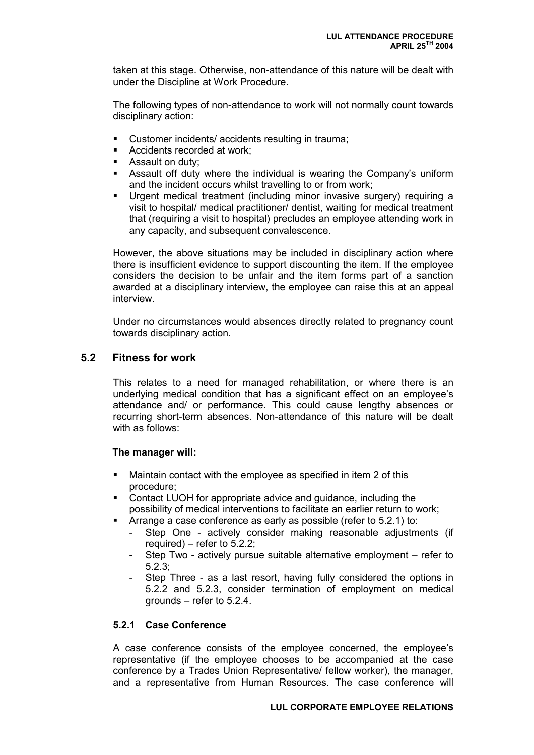taken at this stage. Otherwise, non-attendance of this nature will be dealt with under the Discipline at Work Procedure.

The following types of non-attendance to work will not normally count towards disciplinary action:

- Customer incidents/ accidents resulting in trauma;
- Accidents recorded at work;
- Assault on duty;
- Assault off duty where the individual is wearing the Company's uniform and the incident occurs whilst travelling to or from work;
- Urgent medical treatment (including minor invasive surgery) requiring a visit to hospital/ medical practitioner/ dentist, waiting for medical treatment that (requiring a visit to hospital) precludes an employee attending work in any capacity, and subsequent convalescence.

However, the above situations may be included in disciplinary action where there is insufficient evidence to support discounting the item. If the employee considers the decision to be unfair and the item forms part of a sanction awarded at a disciplinary interview, the employee can raise this at an appeal interview.

Under no circumstances would absences directly related to pregnancy count towards disciplinary action.

## 5.2 Fitness for work

This relates to a need for managed rehabilitation, or where there is an underlying medical condition that has a significant effect on an employee's attendance and/ or performance. This could cause lengthy absences or recurring short-term absences. Non-attendance of this nature will be dealt with as follows:

**The manager will:**

- Maintain contact with the employee as specified in item 2 of this procedure;
- Contact LUOH for appropriate advice and guidance, including the possibility of medical interventions to facilitate an earlier return to work;
- Arrange a case conference as early as possible (refer to 5.2.1) to:
  - Step One - actively consider making reasonable adjustments (if required) – refer to 5.2.2;
  - Step Two - actively pursue suitable alternative employment – refer to 5.2.3;
  - Step Three - as a last resort, having fully considered the options in 5.2.2 and 5.2.3, consider termination of employment on medical grounds – refer to 5.2.4.

### 5.2.1 Case Conference

A case conference consists of the employee concerned, the employee's representative (if the employee chooses to be accompanied at the case conference by a Trades Union Representative/ fellow worker), the manager, and a representative from Human Resources. The case conference will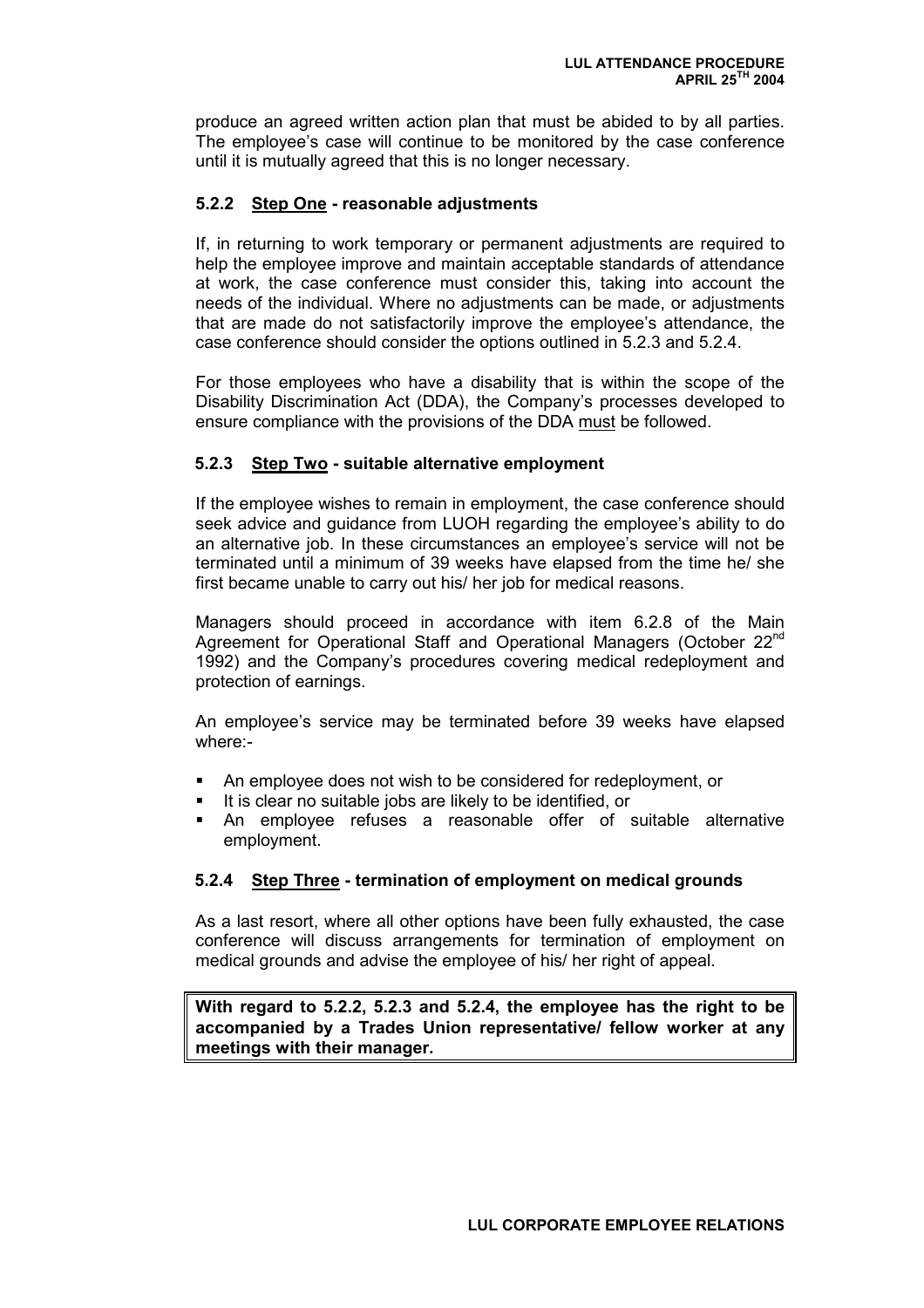produce an agreed written action plan that must be abided to by all parties. The employee's case will continue to be monitored by the case conference until it is mutually agreed that this is no longer necessary.

### 5.2.2 Step One - reasonable adjustments

If, in returning to work temporary or permanent adjustments are required to help the employee improve and maintain acceptable standards of attendance at work, the case conference must consider this, taking into account the needs of the individual. Where no adjustments can be made, or adjustments that are made do not satisfactorily improve the employee's attendance, the case conference should consider the options outlined in 5.2.3 and 5.2.4.

For those employees who have a disability that is within the scope of the Disability Discrimination Act (DDA), the Company's processes developed to ensure compliance with the provisions of the DDA must be followed.

### 5.2.3 Step Two - suitable alternative employment

If the employee wishes to remain in employment, the case conference should seek advice and guidance from LUOH regarding the employee's ability to do an alternative job. In these circumstances an employee's service will not be terminated until a minimum of 39 weeks have elapsed from the time he/ she first became unable to carry out his/ her job for medical reasons.

Managers should proceed in accordance with item 6.2.8 of the Main Agreement for Operational Staff and Operational Managers (October 22nd 1992) and the Company's procedures covering medical redeployment and protection of earnings.

An employee's service may be terminated before 39 weeks have elapsed where:-

- An employee does not wish to be considered for redeployment, or
- It is clear no suitable jobs are likely to be identified, or
- An employee refuses a reasonable offer of suitable alternative employment.

### 5.2.4 Step Three - termination of employment on medical grounds

As a last resort, where all other options have been fully exhausted, the case conference will discuss arrangements for termination of employment on medical grounds and advise the employee of his/ her right of appeal.

**With regard to 5.2.2, 5.2.3 and 5.2.4, the employee has the right to be accompanied by a Trades Union representative/ fellow worker at any meetings with their manager.**